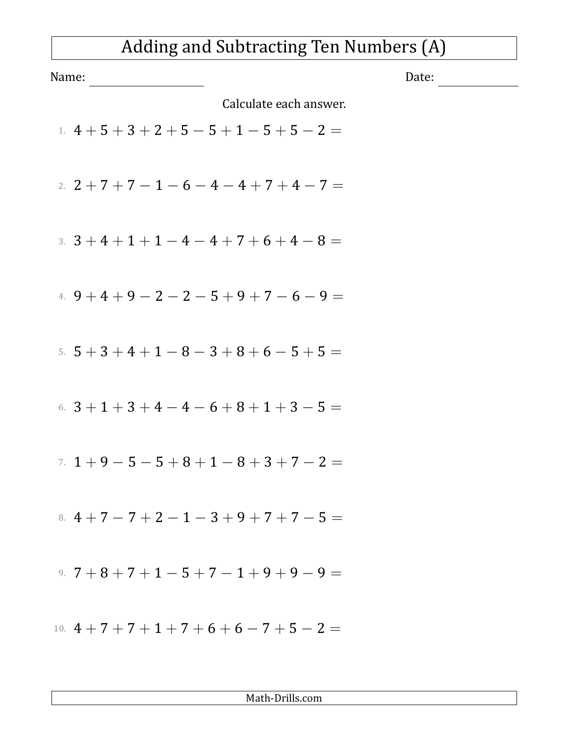# Adding and Subtracting Ten Numbers (A)

Name: ____________________ Date: ______________

Calculate each answer.

1. $4 + 5 + 3 + 2 + 5 - 5 + 1 - 5 + 5 - 2 =$

2. $2 + 7 + 7 - 1 - 6 - 4 - 4 + 7 + 4 - 7 =$

3. $3 + 4 + 1 + 1 - 4 - 4 + 7 + 6 + 4 - 8 =$

4. $9 + 4 + 9 - 2 - 2 - 5 + 9 + 7 - 6 - 9 =$

5. $5 + 3 + 4 + 1 - 8 - 3 + 8 + 6 - 5 + 5 =$

6. $3 + 1 + 3 + 4 - 4 - 6 + 8 + 1 + 3 - 5 =$

7. $1 + 9 - 5 - 5 + 8 + 1 - 8 + 3 + 7 - 2 =$

8. $4 + 7 - 7 + 2 - 1 - 3 + 9 + 7 + 7 - 5 =$

9. $7 + 8 + 7 + 1 - 5 + 7 - 1 + 9 + 9 - 9 =$

10. $4 + 7 + 7 + 1 + 7 + 6 + 6 - 7 + 5 - 2 =$

Math-Drills.com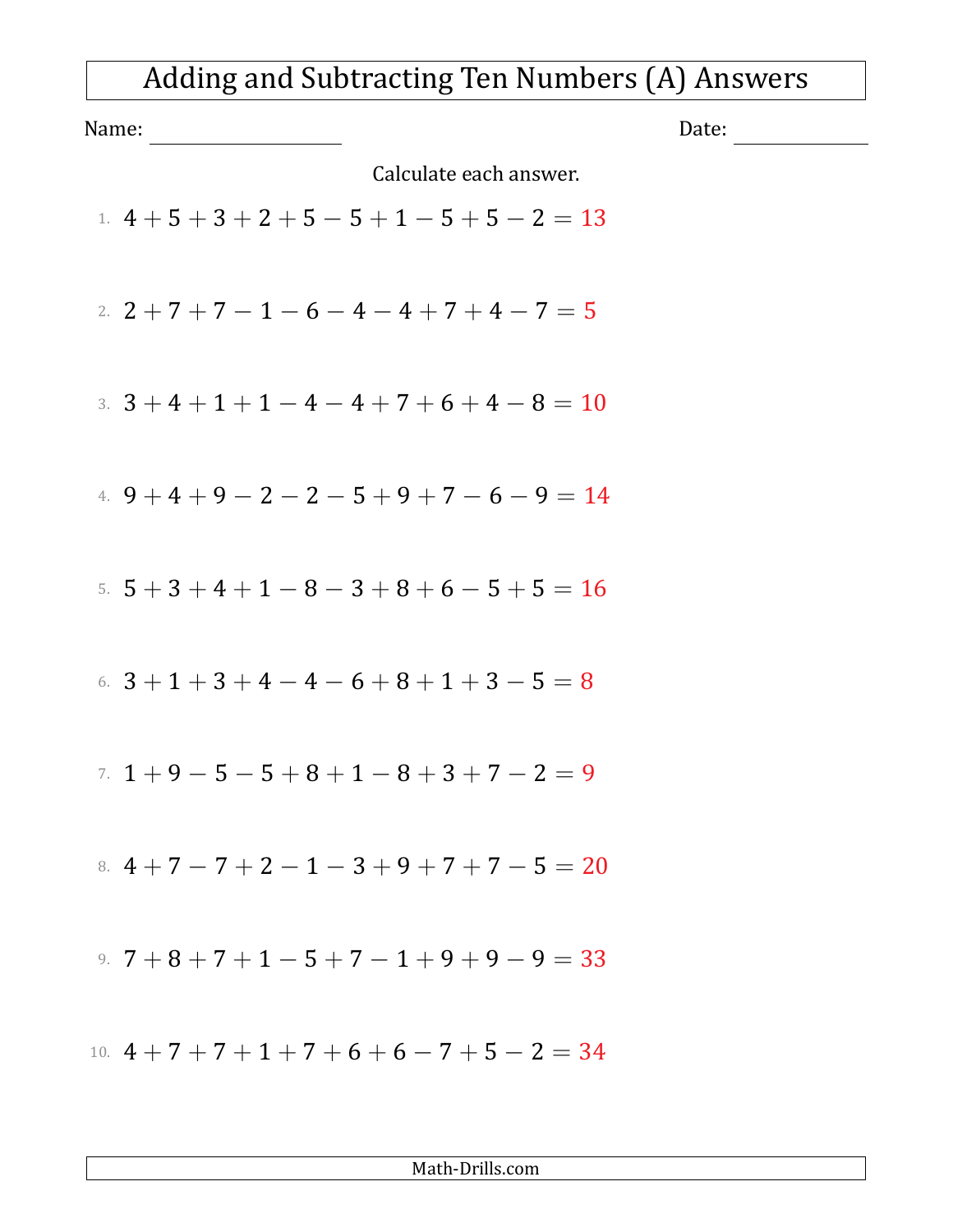# Adding and Subtracting Ten Numbers (A) Answers

Name: ______________ Date: ____________

Calculate each answer.

1. $4 + 5 + 3 + 2 + 5 - 5 + 1 - 5 + 5 - 2 = 13$

2. $2 + 7 + 7 - 1 - 6 - 4 - 4 + 7 + 4 - 7 = 5$

3. $3 + 4 + 1 + 1 - 4 - 4 + 7 + 6 + 4 - 8 = 10$

4. $9 + 4 + 9 - 2 - 2 - 5 + 9 + 7 - 6 - 9 = 14$

5. $5 + 3 + 4 + 1 - 8 - 3 + 8 + 6 - 5 + 5 = 16$

6. $3 + 1 + 3 + 4 - 4 - 6 + 8 + 1 + 3 - 5 = 8$

7. $1 + 9 - 5 - 5 + 8 + 1 - 8 + 3 + 7 - 2 = 9$

8. $4 + 7 - 7 + 2 - 1 - 3 + 9 + 7 + 7 - 5 = 20$

9. $7 + 8 + 7 + 1 - 5 + 7 - 1 + 9 + 9 - 9 = 33$

10. $4 + 7 + 7 + 1 + 7 + 6 + 6 - 7 + 5 - 2 = 34$

Math-Drills.com